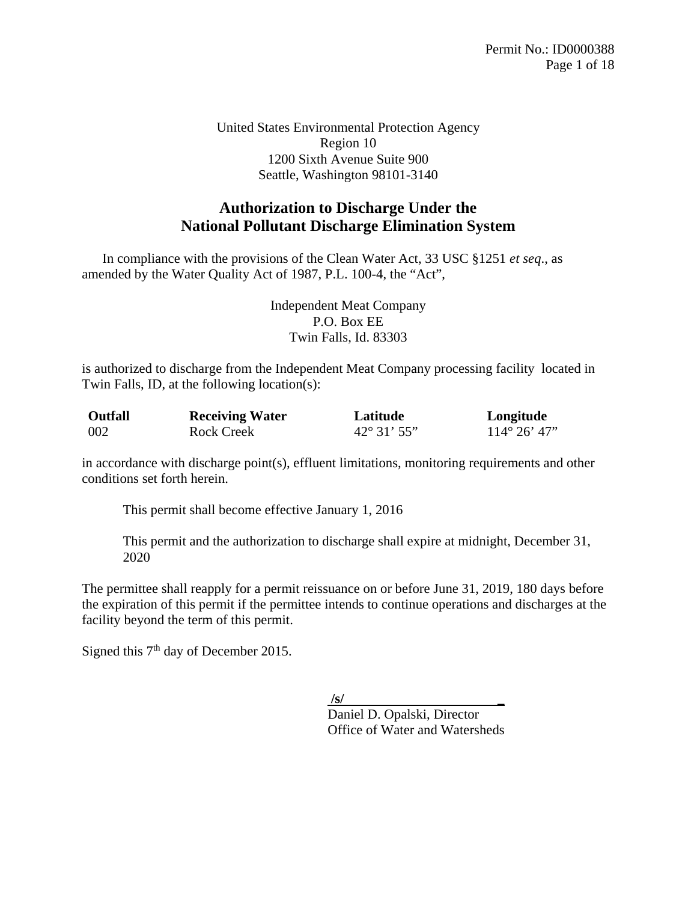United States Environmental Protection Agency
Region 10
1200 Sixth Avenue Suite 900
Seattle, Washington 98101-3140

## Authorization to Discharge Under the National Pollutant Discharge Elimination System

In compliance with the provisions of the Clean Water Act, 33 USC §1251 *et seq*., as amended by the Water Quality Act of 1987, P.L. 100-4, the "Act",

Independent Meat Company
P.O. Box EE
Twin Falls, Id. 83303

is authorized to discharge from the Independent Meat Company processing facility located in Twin Falls, ID, at the following location(s):

| Outfall | Receiving Water | Latitude | Longitude |
|---|---|---|---|
| 002 | Rock Creek | 42° 31' 55" | 114° 26' 47" |

in accordance with discharge point(s), effluent limitations, monitoring requirements and other conditions set forth herein.

This permit shall become effective January 1, 2016

This permit and the authorization to discharge shall expire at midnight, December 31, 2020

The permittee shall reapply for a permit reissuance on or before June 31, 2019, 180 days before the expiration of this permit if the permittee intends to continue operations and discharges at the facility beyond the term of this permit.

Signed this 7th day of December 2015.

/s/
Daniel D. Opalski, Director
Office of Water and Watersheds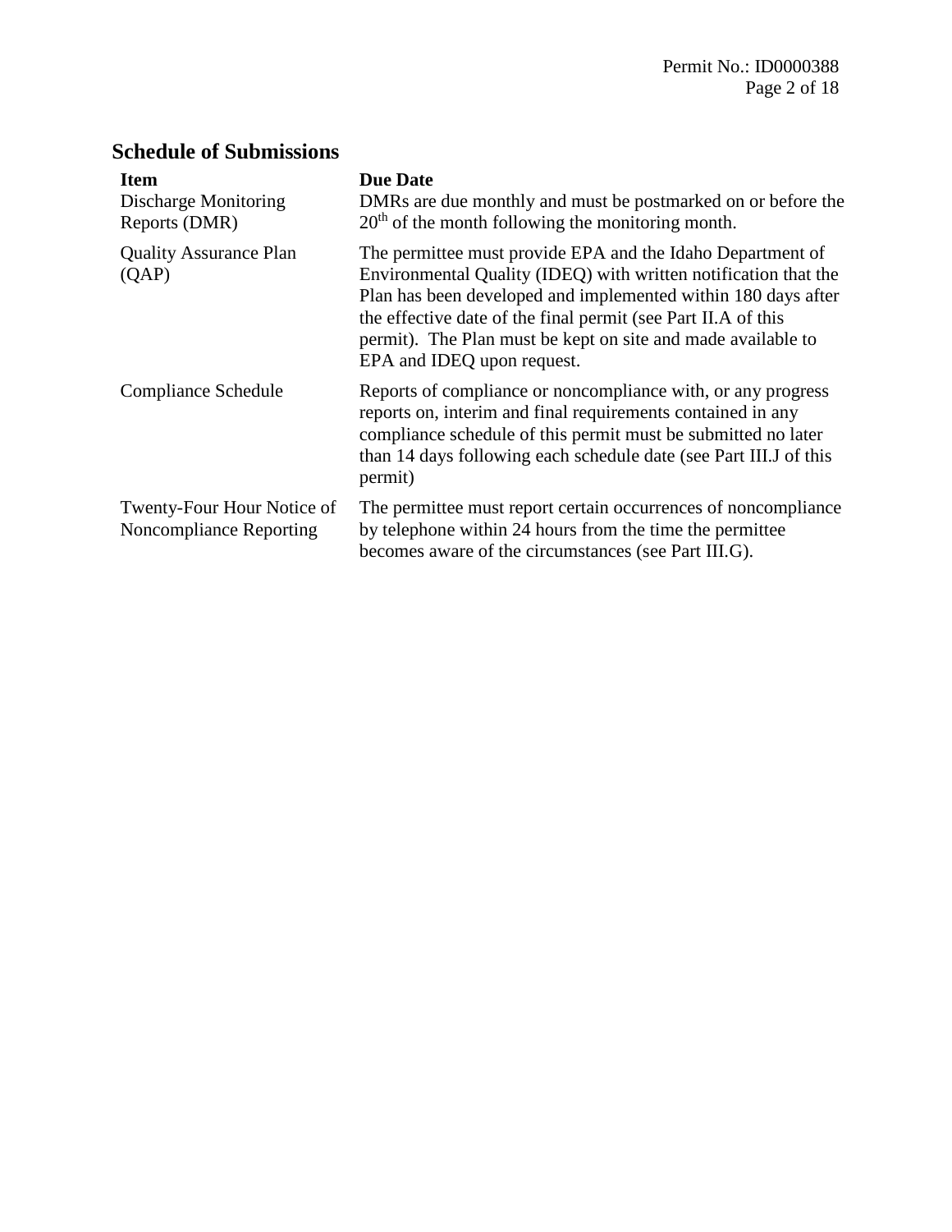## Schedule of Submissions

| Item | Due Date |
|---|---|
| Discharge Monitoring Reports (DMR) | DMRs are due monthly and must be postmarked on or before the 20th of the month following the monitoring month. |
| Quality Assurance Plan (QAP) | The permittee must provide EPA and the Idaho Department of Environmental Quality (IDEQ) with written notification that the Plan has been developed and implemented within 180 days after the effective date of the final permit (see Part II.A of this permit). The Plan must be kept on site and made available to EPA and IDEQ upon request. |
| Compliance Schedule | Reports of compliance or noncompliance with, or any progress reports on, interim and final requirements contained in any compliance schedule of this permit must be submitted no later than 14 days following each schedule date (see Part III.J of this permit) |
| Twenty-Four Hour Notice of Noncompliance Reporting | The permittee must report certain occurrences of noncompliance by telephone within 24 hours from the time the permittee becomes aware of the circumstances (see Part III.G). |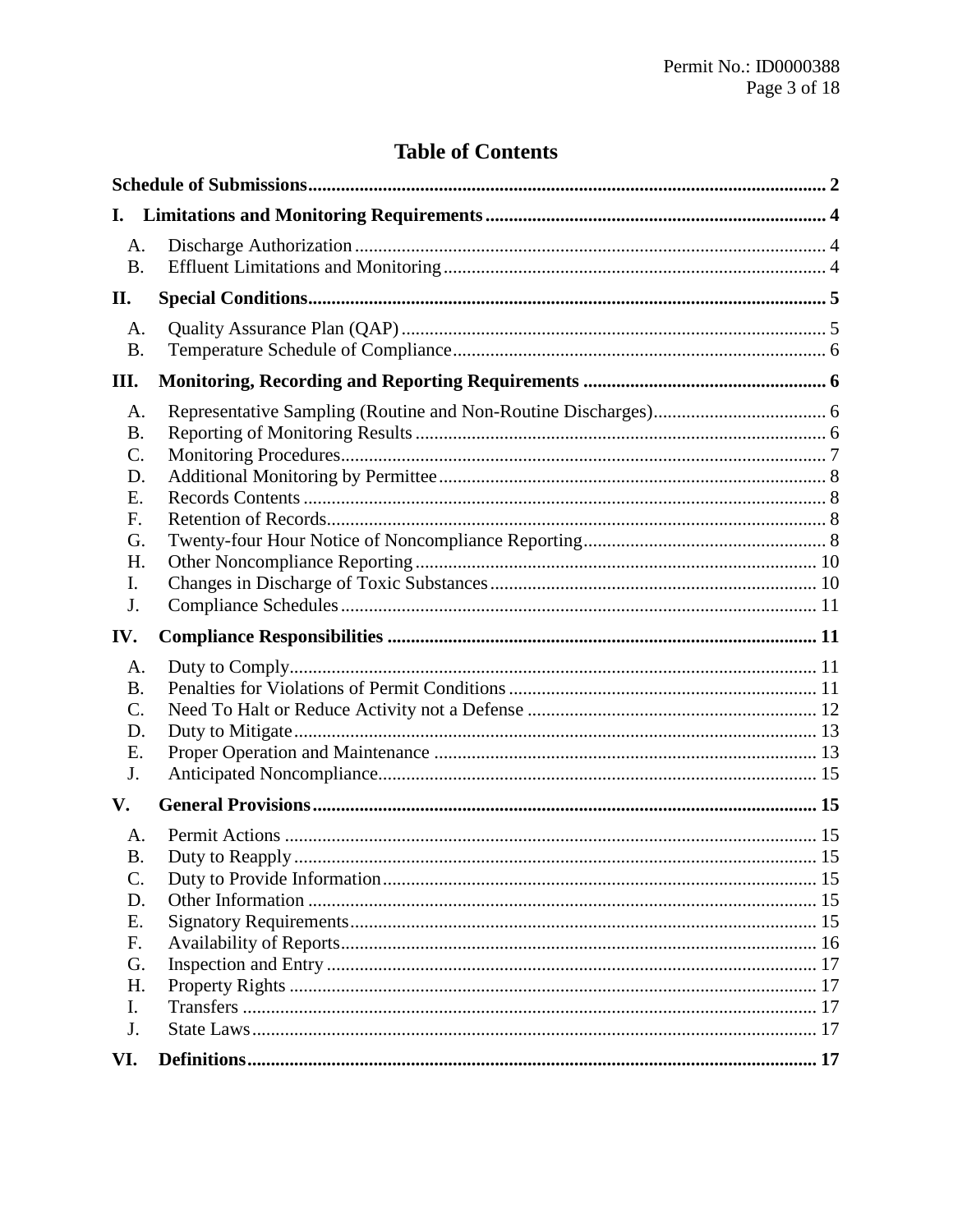# Table of Contents

**Schedule of Submissions** .......... **2**

**I. Limitations and Monitoring Requirements** .......... **4**

- A. Discharge Authorization .......... 4
- B. Effluent Limitations and Monitoring .......... 4

**II. Special Conditions** .......... **5**

- A. Quality Assurance Plan (QAP) .......... 5
- B. Temperature Schedule of Compliance .......... 6

**III. Monitoring, Recording and Reporting Requirements** .......... **6**

- A. Representative Sampling (Routine and Non-Routine Discharges) .......... 6
- B. Reporting of Monitoring Results .......... 6
- C. Monitoring Procedures .......... 7
- D. Additional Monitoring by Permittee .......... 8
- E. Records Contents .......... 8
- F. Retention of Records .......... 8
- G. Twenty-four Hour Notice of Noncompliance Reporting .......... 8
- H. Other Noncompliance Reporting .......... 10
- I. Changes in Discharge of Toxic Substances .......... 10
- J. Compliance Schedules .......... 11

**IV. Compliance Responsibilities** .......... **11**

- A. Duty to Comply .......... 11
- B. Penalties for Violations of Permit Conditions .......... 11
- C. Need To Halt or Reduce Activity not a Defense .......... 12
- D. Duty to Mitigate .......... 13
- E. Proper Operation and Maintenance .......... 13
- J. Anticipated Noncompliance .......... 15

**V. General Provisions** .......... **15**

- A. Permit Actions .......... 15
- B. Duty to Reapply .......... 15
- C. Duty to Provide Information .......... 15
- D. Other Information .......... 15
- E. Signatory Requirements .......... 15
- F. Availability of Reports .......... 16
- G. Inspection and Entry .......... 17
- H. Property Rights .......... 17
- I. Transfers .......... 17
- J. State Laws .......... 17

**VI. Definitions** .......... **17**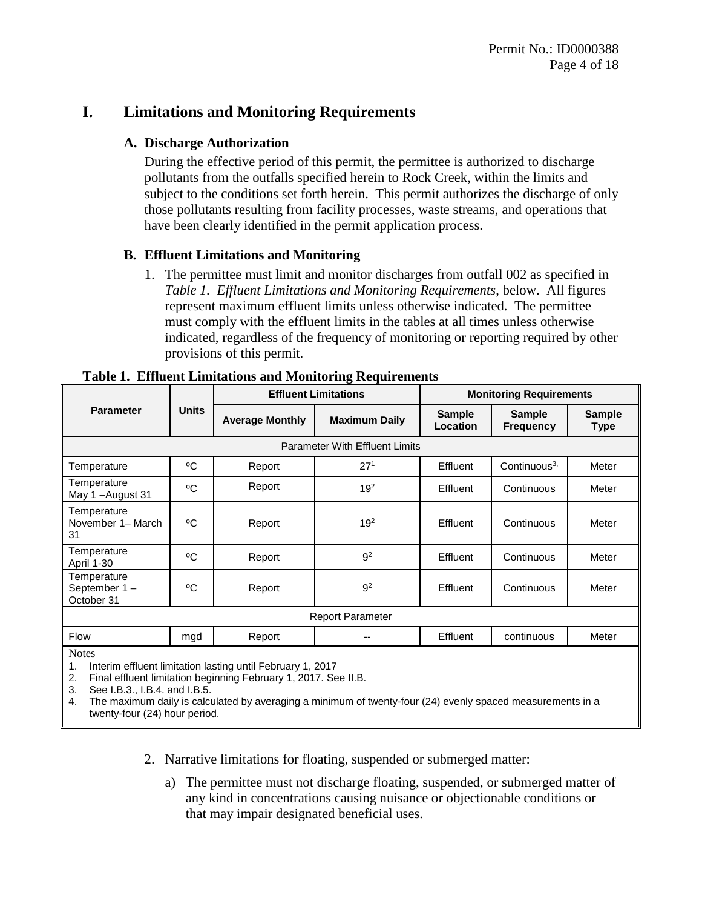# I. Limitations and Monitoring Requirements

## A. Discharge Authorization

During the effective period of this permit, the permittee is authorized to discharge pollutants from the outfalls specified herein to Rock Creek, within the limits and subject to the conditions set forth herein. This permit authorizes the discharge of only those pollutants resulting from facility processes, waste streams, and operations that have been clearly identified in the permit application process.

## B. Effluent Limitations and Monitoring

1. The permittee must limit and monitor discharges from outfall 002 as specified in *Table 1. Effluent Limitations and Monitoring Requirements*, below. All figures represent maximum effluent limits unless otherwise indicated. The permittee must comply with the effluent limits in the tables at all times unless otherwise indicated, regardless of the frequency of monitoring or reporting required by other provisions of this permit.

**Table 1. Effluent Limitations and Monitoring Requirements**

| Parameter | Units | Effluent Limitations | | Monitoring Requirements | | |
|---|---|---|---|---|---|---|
| | | Average Monthly | Maximum Daily | Sample Location | Sample Frequency | Sample Type |
| Parameter With Effluent Limits | | | | | | |
| Temperature | ºC | Report | 27[1] | Effluent | Continuous[3,] | Meter |
| Temperature May 1 –August 31 | ºC | Report | 19[2] | Effluent | Continuous | Meter |
| Temperature November 1– March 31 | ºC | Report | 19[2] | Effluent | Continuous | Meter |
| Temperature April 1-30 | ºC | Report | 9[2] | Effluent | Continuous | Meter |
| Temperature September 1 – October 31 | ºC | Report | 9[2] | Effluent | Continuous | Meter |
| Report Parameter | | | | | | |
| Flow | mgd | Report | -- | Effluent | continuous | Meter |

Notes

1. Interim effluent limitation lasting until February 1, 2017
2. Final effluent limitation beginning February 1, 2017. See II.B.
3. See I.B.3., I.B.4. and I.B.5.
4. The maximum daily is calculated by averaging a minimum of twenty-four (24) evenly spaced measurements in a twenty-four (24) hour period.

2. Narrative limitations for floating, suspended or submerged matter:

   a) The permittee must not discharge floating, suspended, or submerged matter of any kind in concentrations causing nuisance or objectionable conditions or that may impair designated beneficial uses.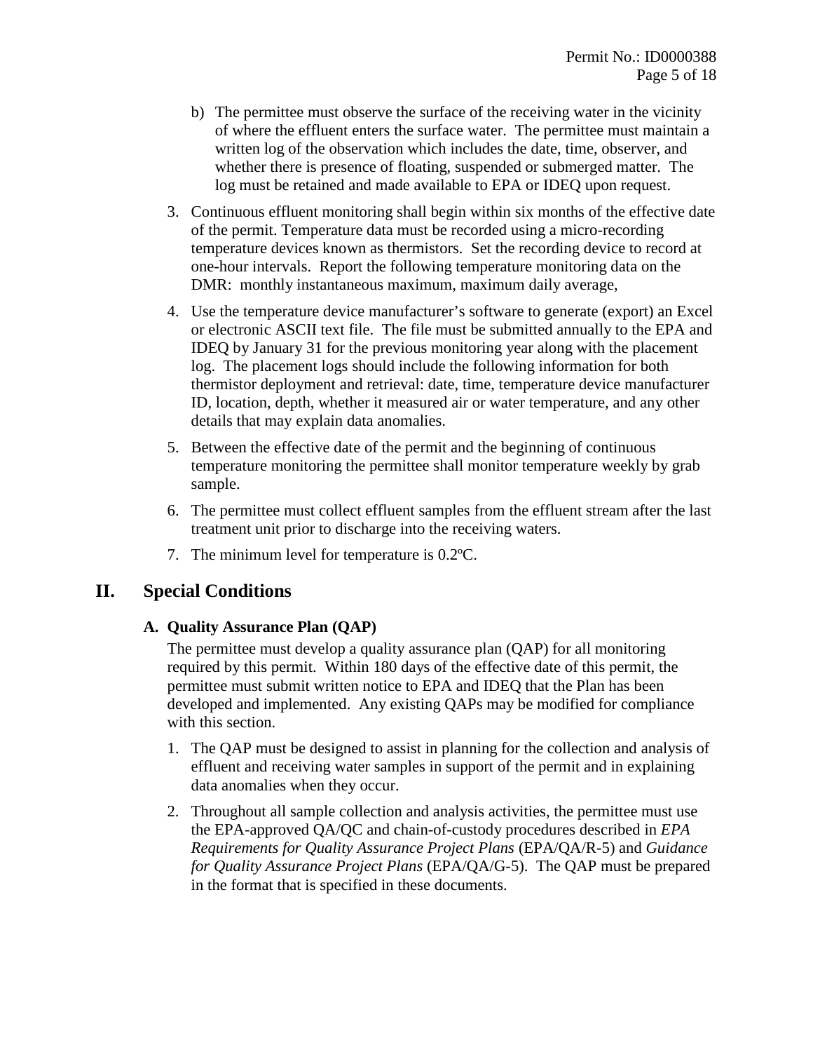b) The permittee must observe the surface of the receiving water in the vicinity of where the effluent enters the surface water. The permittee must maintain a written log of the observation which includes the date, time, observer, and whether there is presence of floating, suspended or submerged matter. The log must be retained and made available to EPA or IDEQ upon request.

3. Continuous effluent monitoring shall begin within six months of the effective date of the permit. Temperature data must be recorded using a micro-recording temperature devices known as thermistors. Set the recording device to record at one-hour intervals. Report the following temperature monitoring data on the DMR: monthly instantaneous maximum, maximum daily average,

4. Use the temperature device manufacturer's software to generate (export) an Excel or electronic ASCII text file. The file must be submitted annually to the EPA and IDEQ by January 31 for the previous monitoring year along with the placement log. The placement logs should include the following information for both thermistor deployment and retrieval: date, time, temperature device manufacturer ID, location, depth, whether it measured air or water temperature, and any other details that may explain data anomalies.

5. Between the effective date of the permit and the beginning of continuous temperature monitoring the permittee shall monitor temperature weekly by grab sample.

6. The permittee must collect effluent samples from the effluent stream after the last treatment unit prior to discharge into the receiving waters.

7. The minimum level for temperature is 0.2ºC.

## II. Special Conditions

### A. Quality Assurance Plan (QAP)

The permittee must develop a quality assurance plan (QAP) for all monitoring required by this permit. Within 180 days of the effective date of this permit, the permittee must submit written notice to EPA and IDEQ that the Plan has been developed and implemented. Any existing QAPs may be modified for compliance with this section.

1. The QAP must be designed to assist in planning for the collection and analysis of effluent and receiving water samples in support of the permit and in explaining data anomalies when they occur.

2. Throughout all sample collection and analysis activities, the permittee must use the EPA-approved QA/QC and chain-of-custody procedures described in *EPA Requirements for Quality Assurance Project Plans* (EPA/QA/R-5) and *Guidance for Quality Assurance Project Plans* (EPA/QA/G-5). The QAP must be prepared in the format that is specified in these documents.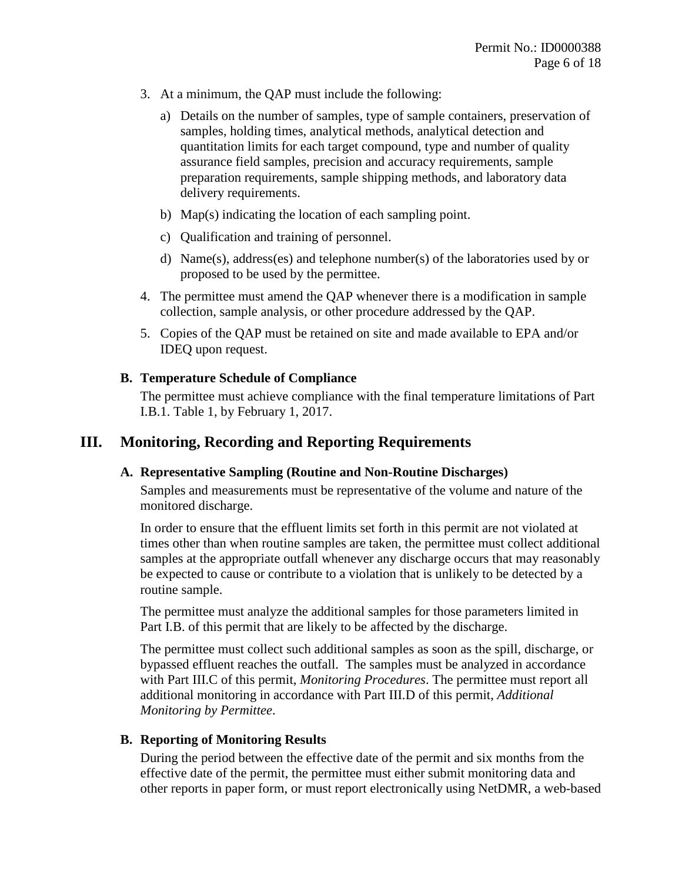3. At a minimum, the QAP must include the following:

   a) Details on the number of samples, type of sample containers, preservation of samples, holding times, analytical methods, analytical detection and quantitation limits for each target compound, type and number of quality assurance field samples, precision and accuracy requirements, sample preparation requirements, sample shipping methods, and laboratory data delivery requirements.

   b) Map(s) indicating the location of each sampling point.

   c) Qualification and training of personnel.

   d) Name(s), address(es) and telephone number(s) of the laboratories used by or proposed to be used by the permittee.

4. The permittee must amend the QAP whenever there is a modification in sample collection, sample analysis, or other procedure addressed by the QAP.

5. Copies of the QAP must be retained on site and made available to EPA and/or IDEQ upon request.

### B. Temperature Schedule of Compliance

The permittee must achieve compliance with the final temperature limitations of Part I.B.1. Table 1, by February 1, 2017.

## III. Monitoring, Recording and Reporting Requirements

### A. Representative Sampling (Routine and Non-Routine Discharges)

Samples and measurements must be representative of the volume and nature of the monitored discharge.

In order to ensure that the effluent limits set forth in this permit are not violated at times other than when routine samples are taken, the permittee must collect additional samples at the appropriate outfall whenever any discharge occurs that may reasonably be expected to cause or contribute to a violation that is unlikely to be detected by a routine sample.

The permittee must analyze the additional samples for those parameters limited in Part I.B. of this permit that are likely to be affected by the discharge.

The permittee must collect such additional samples as soon as the spill, discharge, or bypassed effluent reaches the outfall. The samples must be analyzed in accordance with Part III.C of this permit, *Monitoring Procedures*. The permittee must report all additional monitoring in accordance with Part III.D of this permit, *Additional Monitoring by Permittee*.

### B. Reporting of Monitoring Results

During the period between the effective date of the permit and six months from the effective date of the permit, the permittee must either submit monitoring data and other reports in paper form, or must report electronically using NetDMR, a web-based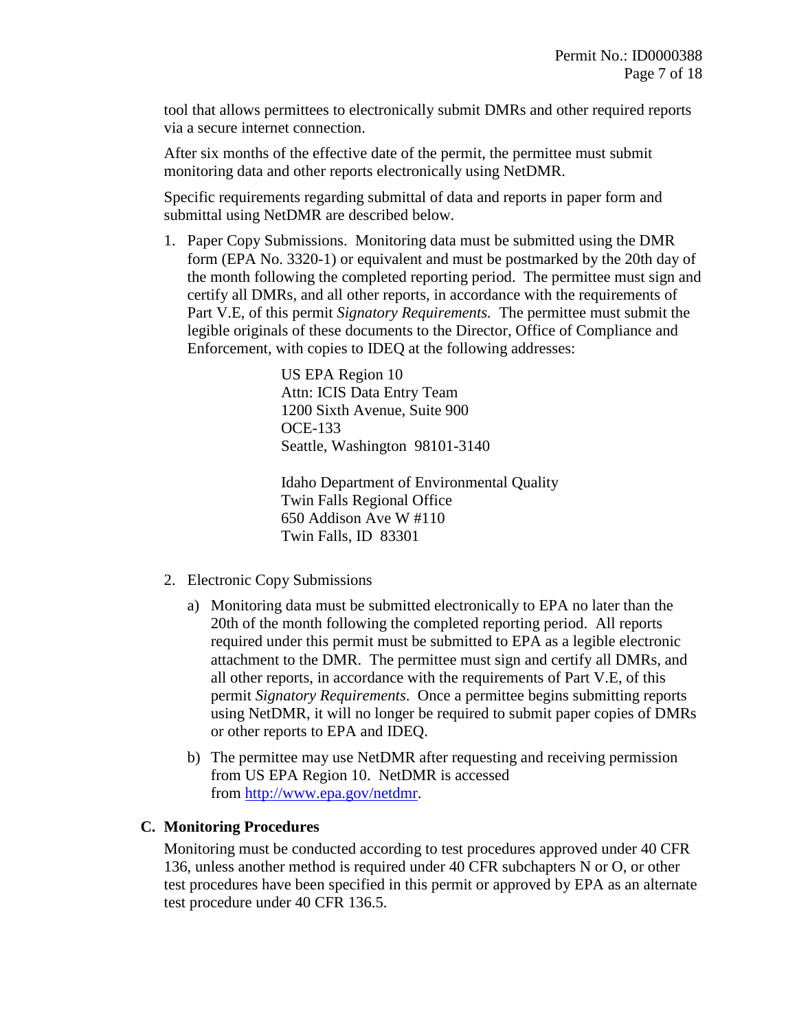tool that allows permittees to electronically submit DMRs and other required reports via a secure internet connection.

After six months of the effective date of the permit, the permittee must submit monitoring data and other reports electronically using NetDMR.

Specific requirements regarding submittal of data and reports in paper form and submittal using NetDMR are described below.

1. Paper Copy Submissions. Monitoring data must be submitted using the DMR form (EPA No. 3320-1) or equivalent and must be postmarked by the 20th day of the month following the completed reporting period. The permittee must sign and certify all DMRs, and all other reports, in accordance with the requirements of Part V.E, of this permit *Signatory Requirements*. The permittee must submit the legible originals of these documents to the Director, Office of Compliance and Enforcement, with copies to IDEQ at the following addresses:

   US EPA Region 10
   Attn: ICIS Data Entry Team
   1200 Sixth Avenue, Suite 900
   OCE-133
   Seattle, Washington 98101-3140

   Idaho Department of Environmental Quality
   Twin Falls Regional Office
   650 Addison Ave W #110
   Twin Falls, ID 83301

2. Electronic Copy Submissions

   a) Monitoring data must be submitted electronically to EPA no later than the 20th of the month following the completed reporting period. All reports required under this permit must be submitted to EPA as a legible electronic attachment to the DMR. The permittee must sign and certify all DMRs, and all other reports, in accordance with the requirements of Part V.E, of this permit *Signatory Requirements*. Once a permittee begins submitting reports using NetDMR, it will no longer be required to submit paper copies of DMRs or other reports to EPA and IDEQ.

   b) The permittee may use NetDMR after requesting and receiving permission from US EPA Region 10. NetDMR is accessed from http://www.epa.gov/netdmr.

### C. Monitoring Procedures

Monitoring must be conducted according to test procedures approved under 40 CFR 136, unless another method is required under 40 CFR subchapters N or O, or other test procedures have been specified in this permit or approved by EPA as an alternate test procedure under 40 CFR 136.5.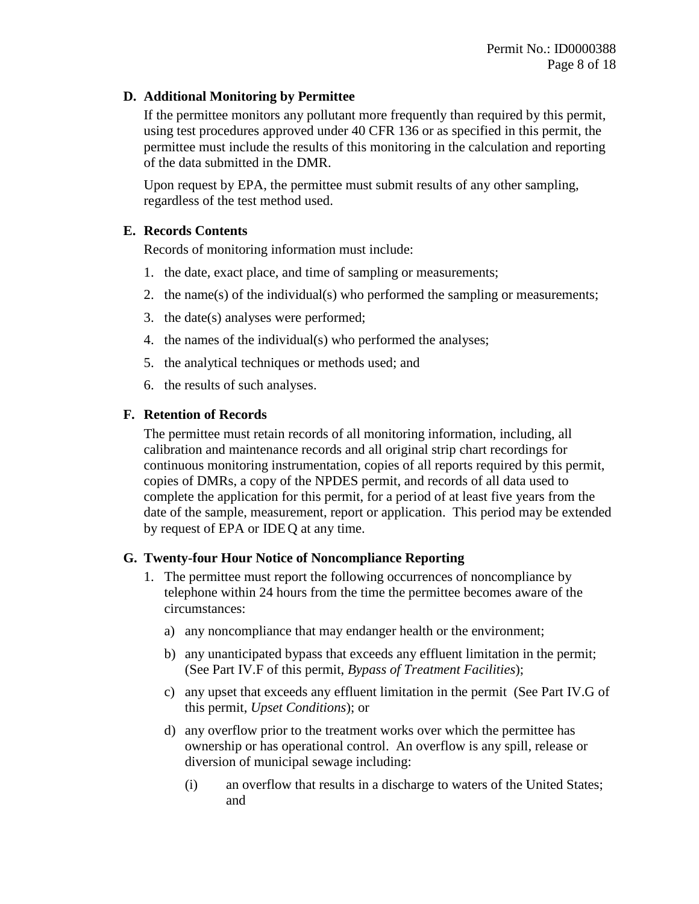### D. Additional Monitoring by Permittee

If the permittee monitors any pollutant more frequently than required by this permit, using test procedures approved under 40 CFR 136 or as specified in this permit, the permittee must include the results of this monitoring in the calculation and reporting of the data submitted in the DMR.

Upon request by EPA, the permittee must submit results of any other sampling, regardless of the test method used.

### E. Records Contents

Records of monitoring information must include:

1. the date, exact place, and time of sampling or measurements;
2. the name(s) of the individual(s) who performed the sampling or measurements;
3. the date(s) analyses were performed;
4. the names of the individual(s) who performed the analyses;
5. the analytical techniques or methods used; and
6. the results of such analyses.

### F. Retention of Records

The permittee must retain records of all monitoring information, including, all calibration and maintenance records and all original strip chart recordings for continuous monitoring instrumentation, copies of all reports required by this permit, copies of DMRs, a copy of the NPDES permit, and records of all data used to complete the application for this permit, for a period of at least five years from the date of the sample, measurement, report or application. This period may be extended by request of EPA or IDEQ at any time.

### G. Twenty-four Hour Notice of Noncompliance Reporting

1. The permittee must report the following occurrences of noncompliance by telephone within 24 hours from the time the permittee becomes aware of the circumstances:
   a) any noncompliance that may endanger health or the environment;
   b) any unanticipated bypass that exceeds any effluent limitation in the permit; (See Part IV.F of this permit, *Bypass of Treatment Facilities*);
   c) any upset that exceeds any effluent limitation in the permit (See Part IV.G of this permit, *Upset Conditions*); or
   d) any overflow prior to the treatment works over which the permittee has ownership or has operational control. An overflow is any spill, release or diversion of municipal sewage including:
      (i) an overflow that results in a discharge to waters of the United States; and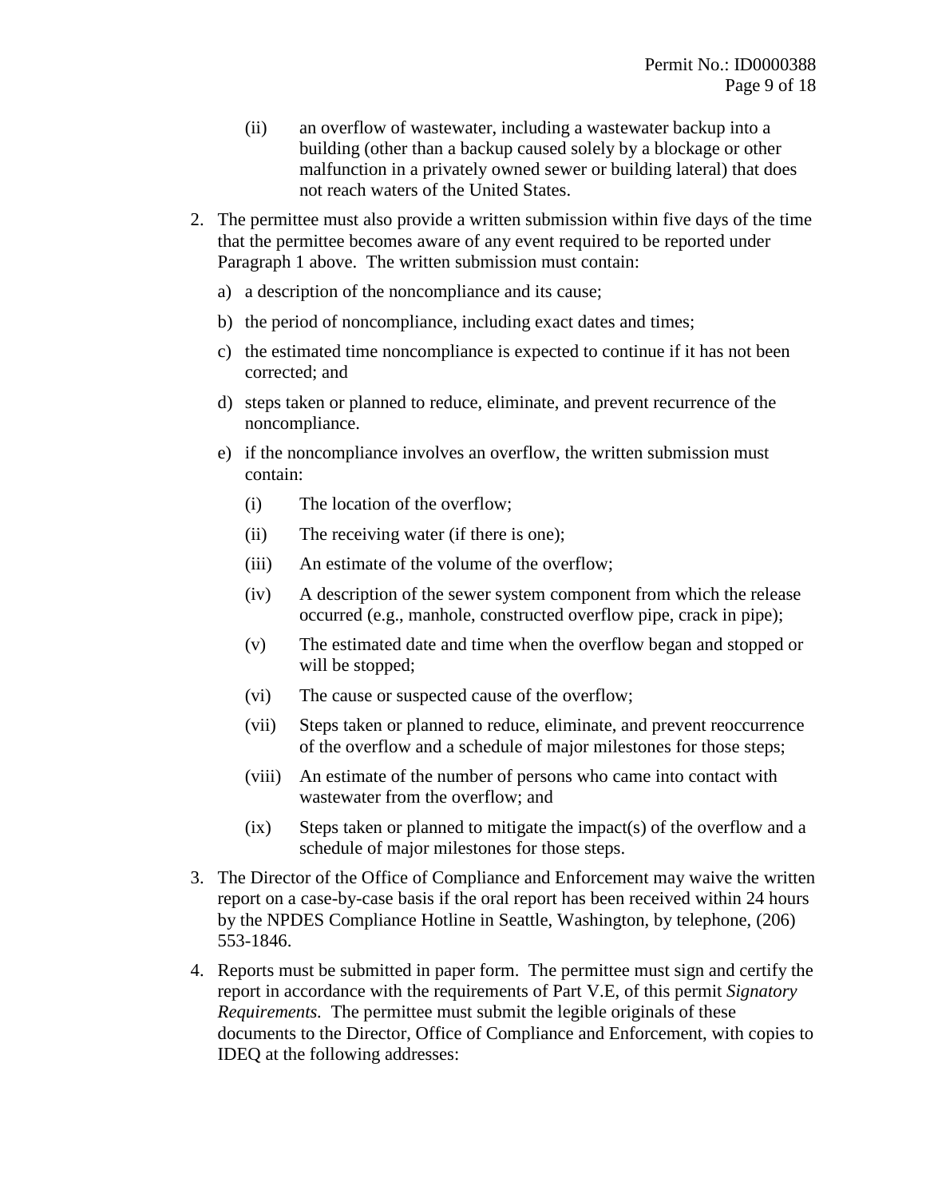(ii) an overflow of wastewater, including a wastewater backup into a building (other than a backup caused solely by a blockage or other malfunction in a privately owned sewer or building lateral) that does not reach waters of the United States.

2. The permittee must also provide a written submission within five days of the time that the permittee becomes aware of any event required to be reported under Paragraph 1 above. The written submission must contain:

   a) a description of the noncompliance and its cause;

   b) the period of noncompliance, including exact dates and times;

   c) the estimated time noncompliance is expected to continue if it has not been corrected; and

   d) steps taken or planned to reduce, eliminate, and prevent recurrence of the noncompliance.

   e) if the noncompliance involves an overflow, the written submission must contain:

      (i) The location of the overflow;

      (ii) The receiving water (if there is one);

      (iii) An estimate of the volume of the overflow;

      (iv) A description of the sewer system component from which the release occurred (e.g., manhole, constructed overflow pipe, crack in pipe);

      (v) The estimated date and time when the overflow began and stopped or will be stopped;

      (vi) The cause or suspected cause of the overflow;

      (vii) Steps taken or planned to reduce, eliminate, and prevent reoccurrence of the overflow and a schedule of major milestones for those steps;

      (viii) An estimate of the number of persons who came into contact with wastewater from the overflow; and

      (ix) Steps taken or planned to mitigate the impact(s) of the overflow and a schedule of major milestones for those steps.

3. The Director of the Office of Compliance and Enforcement may waive the written report on a case-by-case basis if the oral report has been received within 24 hours by the NPDES Compliance Hotline in Seattle, Washington, by telephone, (206) 553-1846.

4. Reports must be submitted in paper form. The permittee must sign and certify the report in accordance with the requirements of Part V.E, of this permit *Signatory Requirements.* The permittee must submit the legible originals of these documents to the Director, Office of Compliance and Enforcement, with copies to IDEQ at the following addresses: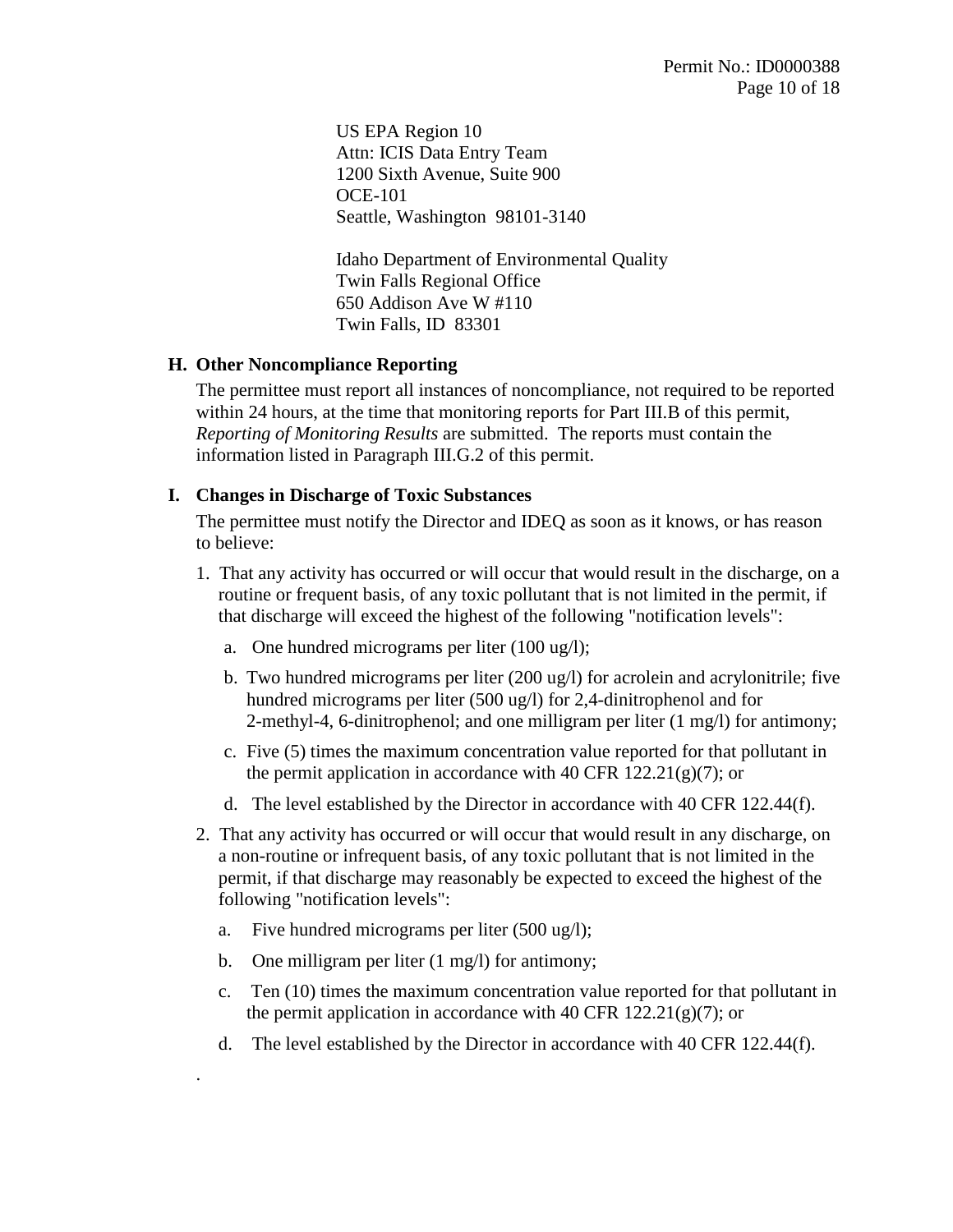US EPA Region 10
Attn: ICIS Data Entry Team
1200 Sixth Avenue, Suite 900
OCE-101
Seattle, Washington 98101-3140

Idaho Department of Environmental Quality
Twin Falls Regional Office
650 Addison Ave W #110
Twin Falls, ID 83301

## H. Other Noncompliance Reporting

The permittee must report all instances of noncompliance, not required to be reported within 24 hours, at the time that monitoring reports for Part III.B of this permit, *Reporting of Monitoring Results* are submitted. The reports must contain the information listed in Paragraph III.G.2 of this permit.

## I. Changes in Discharge of Toxic Substances

The permittee must notify the Director and IDEQ as soon as it knows, or has reason to believe:

1. That any activity has occurred or will occur that would result in the discharge, on a routine or frequent basis, of any toxic pollutant that is not limited in the permit, if that discharge will exceed the highest of the following "notification levels":

   a. One hundred micrograms per liter (100 ug/l);

   b. Two hundred micrograms per liter (200 ug/l) for acrolein and acrylonitrile; five hundred micrograms per liter (500 ug/l) for 2,4-dinitrophenol and for 2-methyl-4, 6-dinitrophenol; and one milligram per liter (1 mg/l) for antimony;

   c. Five (5) times the maximum concentration value reported for that pollutant in the permit application in accordance with 40 CFR 122.21(g)(7); or

   d. The level established by the Director in accordance with 40 CFR 122.44(f).

2. That any activity has occurred or will occur that would result in any discharge, on a non-routine or infrequent basis, of any toxic pollutant that is not limited in the permit, if that discharge may reasonably be expected to exceed the highest of the following "notification levels":

   a. Five hundred micrograms per liter (500 ug/l);

   b. One milligram per liter (1 mg/l) for antimony;

   c. Ten (10) times the maximum concentration value reported for that pollutant in the permit application in accordance with 40 CFR 122.21(g)(7); or

   d. The level established by the Director in accordance with 40 CFR 122.44(f).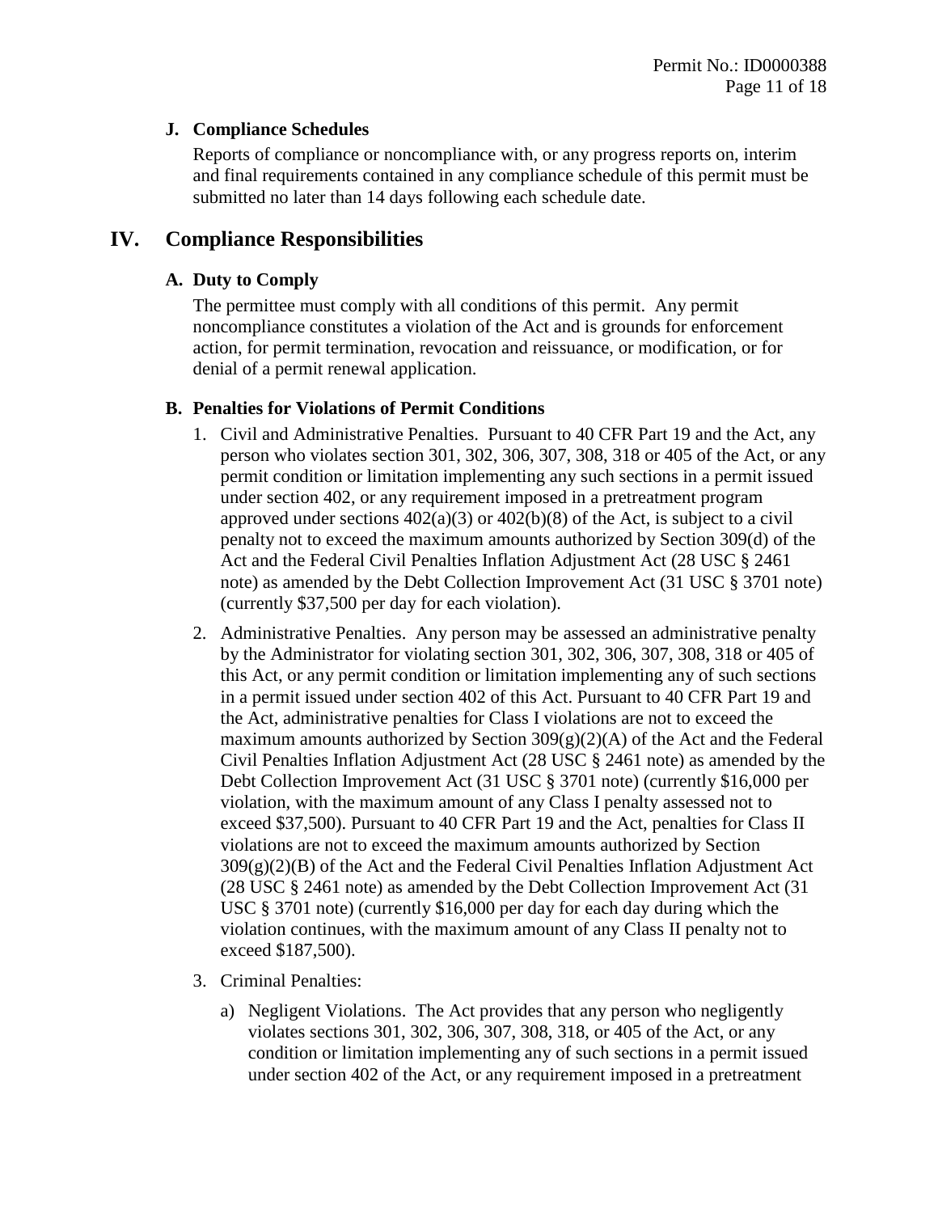### J. Compliance Schedules

Reports of compliance or noncompliance with, or any progress reports on, interim and final requirements contained in any compliance schedule of this permit must be submitted no later than 14 days following each schedule date.

## IV. Compliance Responsibilities

### A. Duty to Comply

The permittee must comply with all conditions of this permit. Any permit noncompliance constitutes a violation of the Act and is grounds for enforcement action, for permit termination, revocation and reissuance, or modification, or for denial of a permit renewal application.

### B. Penalties for Violations of Permit Conditions

1. Civil and Administrative Penalties. Pursuant to 40 CFR Part 19 and the Act, any person who violates section 301, 302, 306, 307, 308, 318 or 405 of the Act, or any permit condition or limitation implementing any such sections in a permit issued under section 402, or any requirement imposed in a pretreatment program approved under sections 402(a)(3) or 402(b)(8) of the Act, is subject to a civil penalty not to exceed the maximum amounts authorized by Section 309(d) of the Act and the Federal Civil Penalties Inflation Adjustment Act (28 USC § 2461 note) as amended by the Debt Collection Improvement Act (31 USC § 3701 note) (currently $37,500 per day for each violation).

2. Administrative Penalties. Any person may be assessed an administrative penalty by the Administrator for violating section 301, 302, 306, 307, 308, 318 or 405 of this Act, or any permit condition or limitation implementing any of such sections in a permit issued under section 402 of this Act. Pursuant to 40 CFR Part 19 and the Act, administrative penalties for Class I violations are not to exceed the maximum amounts authorized by Section 309(g)(2)(A) of the Act and the Federal Civil Penalties Inflation Adjustment Act (28 USC § 2461 note) as amended by the Debt Collection Improvement Act (31 USC § 3701 note) (currently $16,000 per violation, with the maximum amount of any Class I penalty assessed not to exceed $37,500). Pursuant to 40 CFR Part 19 and the Act, penalties for Class II violations are not to exceed the maximum amounts authorized by Section 309(g)(2)(B) of the Act and the Federal Civil Penalties Inflation Adjustment Act (28 USC § 2461 note) as amended by the Debt Collection Improvement Act (31 USC § 3701 note) (currently $16,000 per day for each day during which the violation continues, with the maximum amount of any Class II penalty not to exceed $187,500).

3. Criminal Penalties:

   a) Negligent Violations. The Act provides that any person who negligently violates sections 301, 302, 306, 307, 308, 318, or 405 of the Act, or any condition or limitation implementing any of such sections in a permit issued under section 402 of the Act, or any requirement imposed in a pretreatment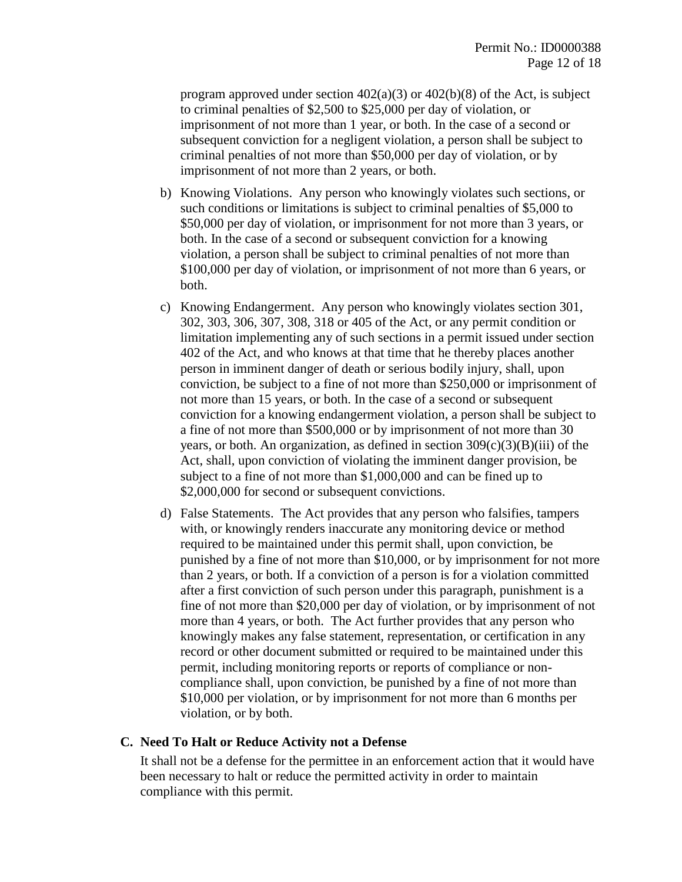program approved under section 402(a)(3) or 402(b)(8) of the Act, is subject to criminal penalties of $2,500 to $25,000 per day of violation, or imprisonment of not more than 1 year, or both. In the case of a second or subsequent conviction for a negligent violation, a person shall be subject to criminal penalties of not more than $50,000 per day of violation, or by imprisonment of not more than 2 years, or both.

b) Knowing Violations. Any person who knowingly violates such sections, or such conditions or limitations is subject to criminal penalties of $5,000 to $50,000 per day of violation, or imprisonment for not more than 3 years, or both. In the case of a second or subsequent conviction for a knowing violation, a person shall be subject to criminal penalties of not more than $100,000 per day of violation, or imprisonment of not more than 6 years, or both.

c) Knowing Endangerment. Any person who knowingly violates section 301, 302, 303, 306, 307, 308, 318 or 405 of the Act, or any permit condition or limitation implementing any of such sections in a permit issued under section 402 of the Act, and who knows at that time that he thereby places another person in imminent danger of death or serious bodily injury, shall, upon conviction, be subject to a fine of not more than $250,000 or imprisonment of not more than 15 years, or both. In the case of a second or subsequent conviction for a knowing endangerment violation, a person shall be subject to a fine of not more than $500,000 or by imprisonment of not more than 30 years, or both. An organization, as defined in section 309(c)(3)(B)(iii) of the Act, shall, upon conviction of violating the imminent danger provision, be subject to a fine of not more than $1,000,000 and can be fined up to $2,000,000 for second or subsequent convictions.

d) False Statements. The Act provides that any person who falsifies, tampers with, or knowingly renders inaccurate any monitoring device or method required to be maintained under this permit shall, upon conviction, be punished by a fine of not more than $10,000, or by imprisonment for not more than 2 years, or both. If a conviction of a person is for a violation committed after a first conviction of such person under this paragraph, punishment is a fine of not more than $20,000 per day of violation, or by imprisonment of not more than 4 years, or both. The Act further provides that any person who knowingly makes any false statement, representation, or certification in any record or other document submitted or required to be maintained under this permit, including monitoring reports or reports of compliance or non-compliance shall, upon conviction, be punished by a fine of not more than $10,000 per violation, or by imprisonment for not more than 6 months per violation, or by both.

### C. Need To Halt or Reduce Activity not a Defense

It shall not be a defense for the permittee in an enforcement action that it would have been necessary to halt or reduce the permitted activity in order to maintain compliance with this permit.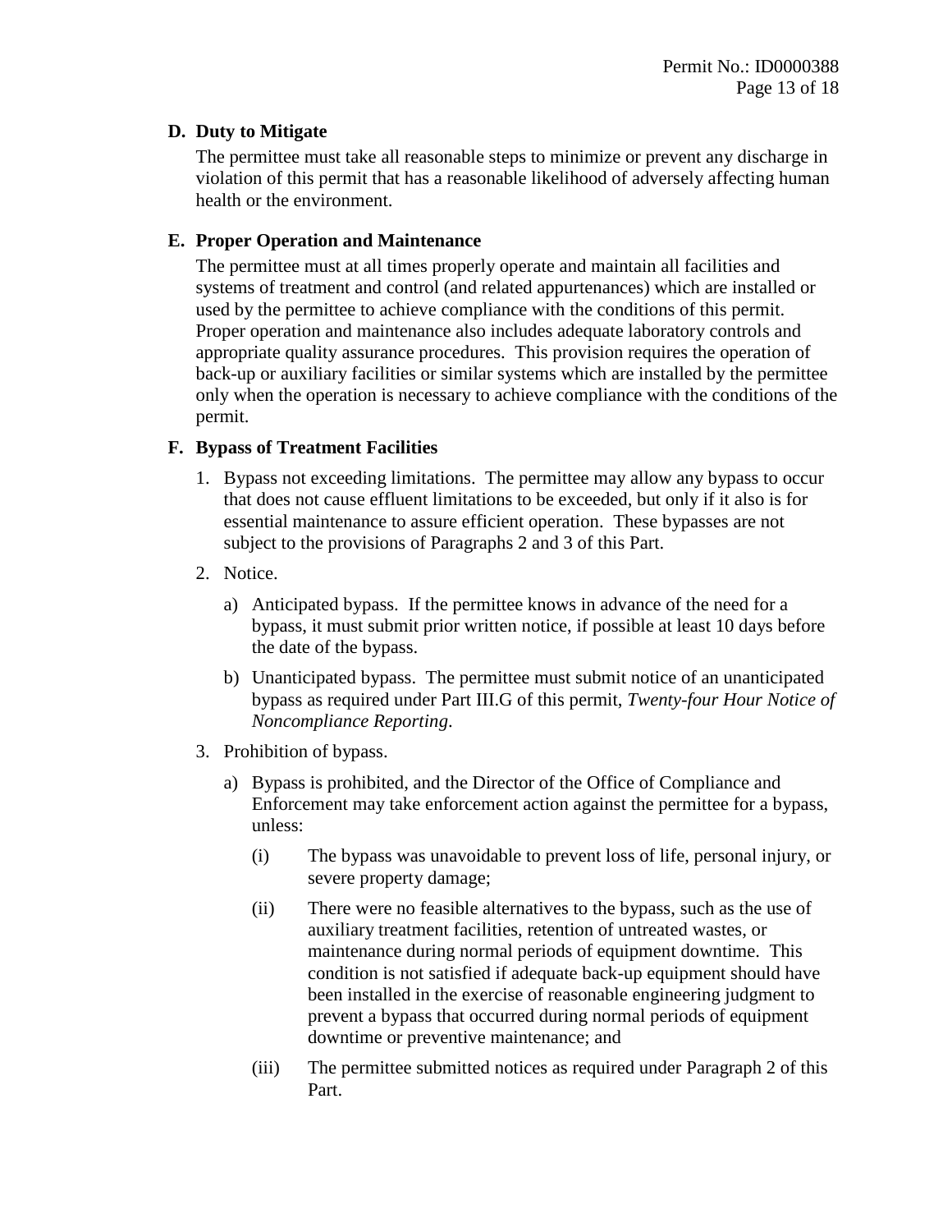### D. Duty to Mitigate

The permittee must take all reasonable steps to minimize or prevent any discharge in violation of this permit that has a reasonable likelihood of adversely affecting human health or the environment.

### E. Proper Operation and Maintenance

The permittee must at all times properly operate and maintain all facilities and systems of treatment and control (and related appurtenances) which are installed or used by the permittee to achieve compliance with the conditions of this permit. Proper operation and maintenance also includes adequate laboratory controls and appropriate quality assurance procedures. This provision requires the operation of back-up or auxiliary facilities or similar systems which are installed by the permittee only when the operation is necessary to achieve compliance with the conditions of the permit.

### F. Bypass of Treatment Facilities

1. Bypass not exceeding limitations. The permittee may allow any bypass to occur that does not cause effluent limitations to be exceeded, but only if it also is for essential maintenance to assure efficient operation. These bypasses are not subject to the provisions of Paragraphs 2 and 3 of this Part.

2. Notice.

   a) Anticipated bypass. If the permittee knows in advance of the need for a bypass, it must submit prior written notice, if possible at least 10 days before the date of the bypass.

   b) Unanticipated bypass. The permittee must submit notice of an unanticipated bypass as required under Part III.G of this permit, *Twenty-four Hour Notice of Noncompliance Reporting*.

3. Prohibition of bypass.

   a) Bypass is prohibited, and the Director of the Office of Compliance and Enforcement may take enforcement action against the permittee for a bypass, unless:

      (i) The bypass was unavoidable to prevent loss of life, personal injury, or severe property damage;

      (ii) There were no feasible alternatives to the bypass, such as the use of auxiliary treatment facilities, retention of untreated wastes, or maintenance during normal periods of equipment downtime. This condition is not satisfied if adequate back-up equipment should have been installed in the exercise of reasonable engineering judgment to prevent a bypass that occurred during normal periods of equipment downtime or preventive maintenance; and

      (iii) The permittee submitted notices as required under Paragraph 2 of this Part.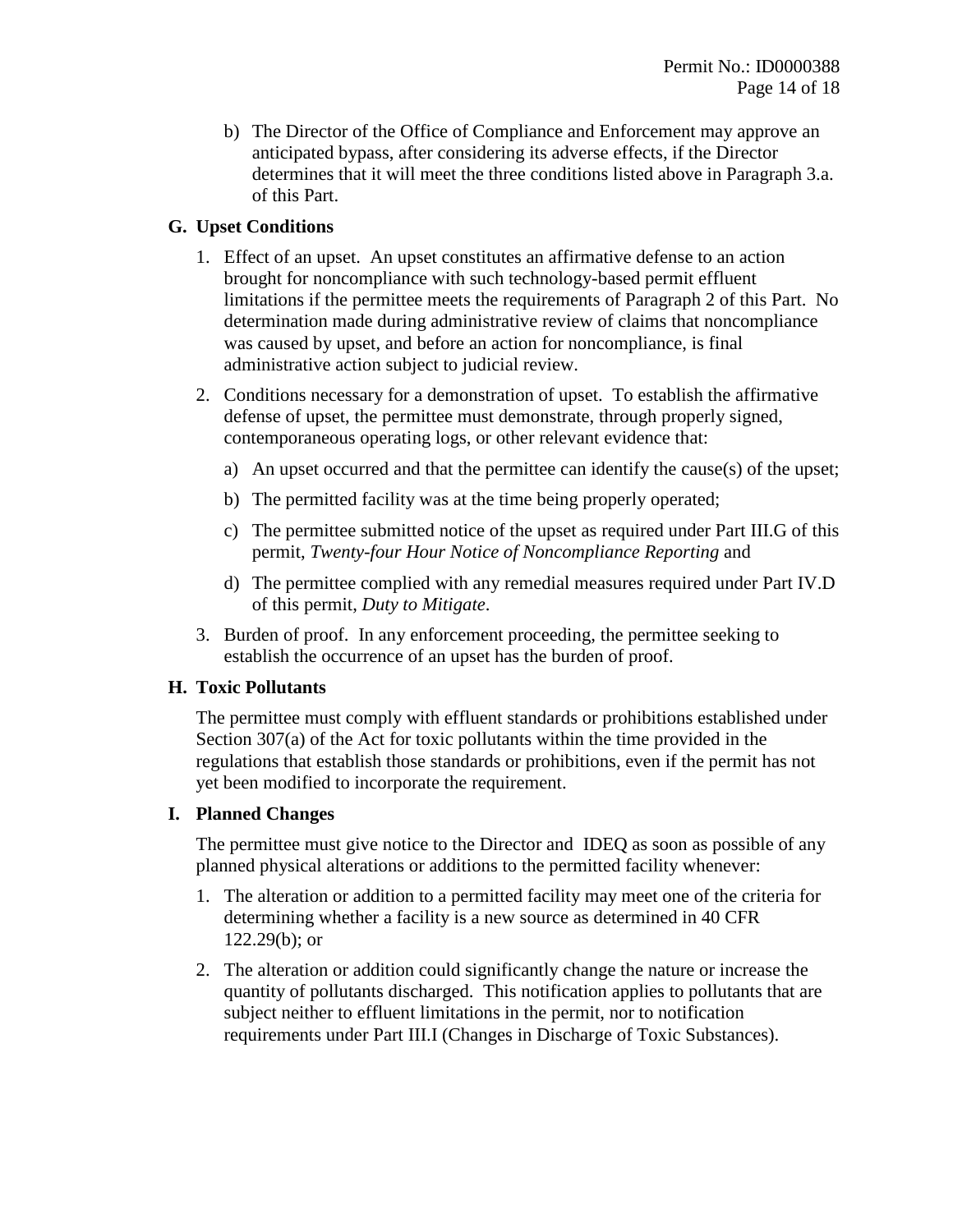b) The Director of the Office of Compliance and Enforcement may approve an anticipated bypass, after considering its adverse effects, if the Director determines that it will meet the three conditions listed above in Paragraph 3.a. of this Part.

### G. Upset Conditions

1. Effect of an upset. An upset constitutes an affirmative defense to an action brought for noncompliance with such technology-based permit effluent limitations if the permittee meets the requirements of Paragraph 2 of this Part. No determination made during administrative review of claims that noncompliance was caused by upset, and before an action for noncompliance, is final administrative action subject to judicial review.

2. Conditions necessary for a demonstration of upset. To establish the affirmative defense of upset, the permittee must demonstrate, through properly signed, contemporaneous operating logs, or other relevant evidence that:

   a) An upset occurred and that the permittee can identify the cause(s) of the upset;

   b) The permitted facility was at the time being properly operated;

   c) The permittee submitted notice of the upset as required under Part III.G of this permit, *Twenty-four Hour Notice of Noncompliance Reporting* and

   d) The permittee complied with any remedial measures required under Part IV.D of this permit, *Duty to Mitigate*.

3. Burden of proof. In any enforcement proceeding, the permittee seeking to establish the occurrence of an upset has the burden of proof.

### H. Toxic Pollutants

The permittee must comply with effluent standards or prohibitions established under Section 307(a) of the Act for toxic pollutants within the time provided in the regulations that establish those standards or prohibitions, even if the permit has not yet been modified to incorporate the requirement.

### I. Planned Changes

The permittee must give notice to the Director and IDEQ as soon as possible of any planned physical alterations or additions to the permitted facility whenever:

1. The alteration or addition to a permitted facility may meet one of the criteria for determining whether a facility is a new source as determined in 40 CFR 122.29(b); or

2. The alteration or addition could significantly change the nature or increase the quantity of pollutants discharged. This notification applies to pollutants that are subject neither to effluent limitations in the permit, nor to notification requirements under Part III.I (Changes in Discharge of Toxic Substances).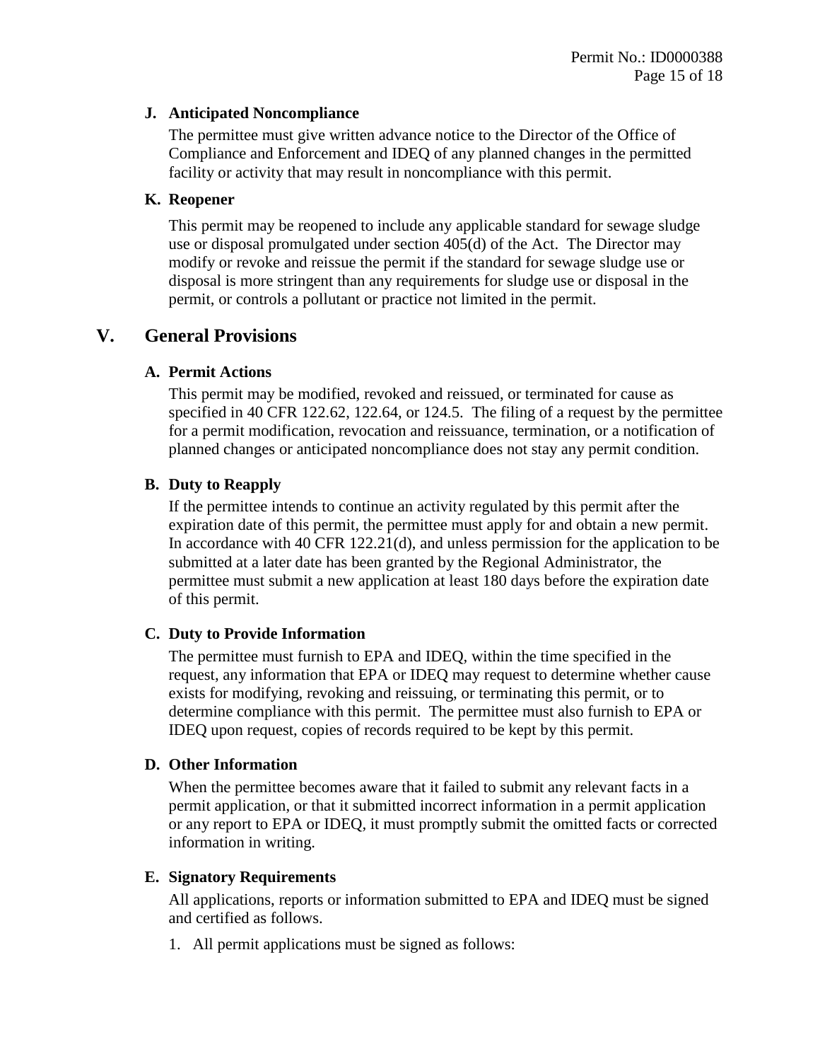### J. Anticipated Noncompliance

The permittee must give written advance notice to the Director of the Office of Compliance and Enforcement and IDEQ of any planned changes in the permitted facility or activity that may result in noncompliance with this permit.

### K. Reopener

This permit may be reopened to include any applicable standard for sewage sludge use or disposal promulgated under section 405(d) of the Act. The Director may modify or revoke and reissue the permit if the standard for sewage sludge use or disposal is more stringent than any requirements for sludge use or disposal in the permit, or controls a pollutant or practice not limited in the permit.

## V. General Provisions

### A. Permit Actions

This permit may be modified, revoked and reissued, or terminated for cause as specified in 40 CFR 122.62, 122.64, or 124.5. The filing of a request by the permittee for a permit modification, revocation and reissuance, termination, or a notification of planned changes or anticipated noncompliance does not stay any permit condition.

### B. Duty to Reapply

If the permittee intends to continue an activity regulated by this permit after the expiration date of this permit, the permittee must apply for and obtain a new permit. In accordance with 40 CFR 122.21(d), and unless permission for the application to be submitted at a later date has been granted by the Regional Administrator, the permittee must submit a new application at least 180 days before the expiration date of this permit.

### C. Duty to Provide Information

The permittee must furnish to EPA and IDEQ, within the time specified in the request, any information that EPA or IDEQ may request to determine whether cause exists for modifying, revoking and reissuing, or terminating this permit, or to determine compliance with this permit. The permittee must also furnish to EPA or IDEQ upon request, copies of records required to be kept by this permit.

### D. Other Information

When the permittee becomes aware that it failed to submit any relevant facts in a permit application, or that it submitted incorrect information in a permit application or any report to EPA or IDEQ, it must promptly submit the omitted facts or corrected information in writing.

### E. Signatory Requirements

All applications, reports or information submitted to EPA and IDEQ must be signed and certified as follows.

1. All permit applications must be signed as follows: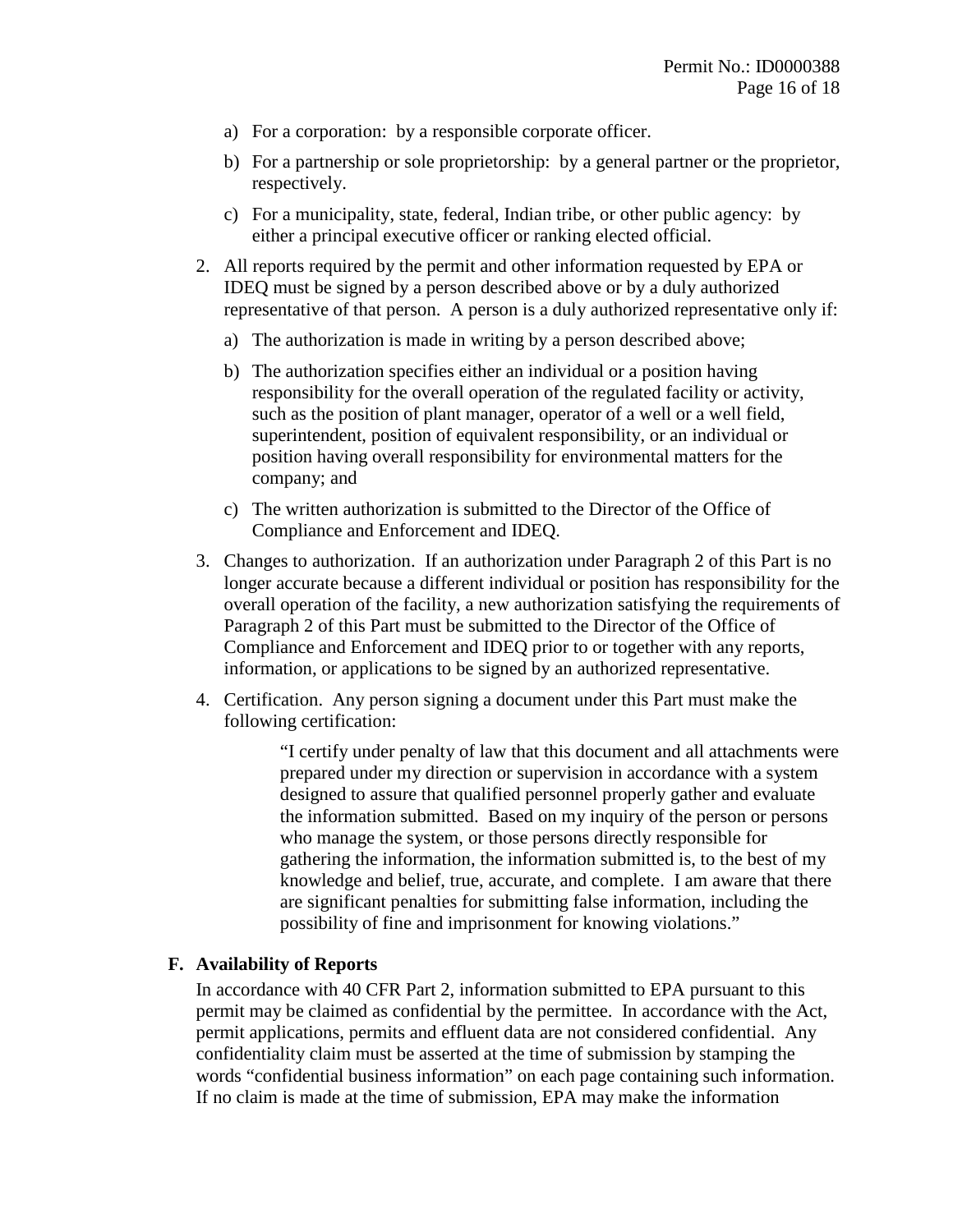a) For a corporation: by a responsible corporate officer.

b) For a partnership or sole proprietorship: by a general partner or the proprietor, respectively.

c) For a municipality, state, federal, Indian tribe, or other public agency: by either a principal executive officer or ranking elected official.

2. All reports required by the permit and other information requested by EPA or IDEQ must be signed by a person described above or by a duly authorized representative of that person. A person is a duly authorized representative only if:

   a) The authorization is made in writing by a person described above;

   b) The authorization specifies either an individual or a position having responsibility for the overall operation of the regulated facility or activity, such as the position of plant manager, operator of a well or a well field, superintendent, position of equivalent responsibility, or an individual or position having overall responsibility for environmental matters for the company; and

   c) The written authorization is submitted to the Director of the Office of Compliance and Enforcement and IDEQ.

3. Changes to authorization. If an authorization under Paragraph 2 of this Part is no longer accurate because a different individual or position has responsibility for the overall operation of the facility, a new authorization satisfying the requirements of Paragraph 2 of this Part must be submitted to the Director of the Office of Compliance and Enforcement and IDEQ prior to or together with any reports, information, or applications to be signed by an authorized representative.

4. Certification. Any person signing a document under this Part must make the following certification:

   > "I certify under penalty of law that this document and all attachments were prepared under my direction or supervision in accordance with a system designed to assure that qualified personnel properly gather and evaluate the information submitted. Based on my inquiry of the person or persons who manage the system, or those persons directly responsible for gathering the information, the information submitted is, to the best of my knowledge and belief, true, accurate, and complete. I am aware that there are significant penalties for submitting false information, including the possibility of fine and imprisonment for knowing violations."

### F. Availability of Reports

In accordance with 40 CFR Part 2, information submitted to EPA pursuant to this permit may be claimed as confidential by the permittee. In accordance with the Act, permit applications, permits and effluent data are not considered confidential. Any confidentiality claim must be asserted at the time of submission by stamping the words "confidential business information" on each page containing such information. If no claim is made at the time of submission, EPA may make the information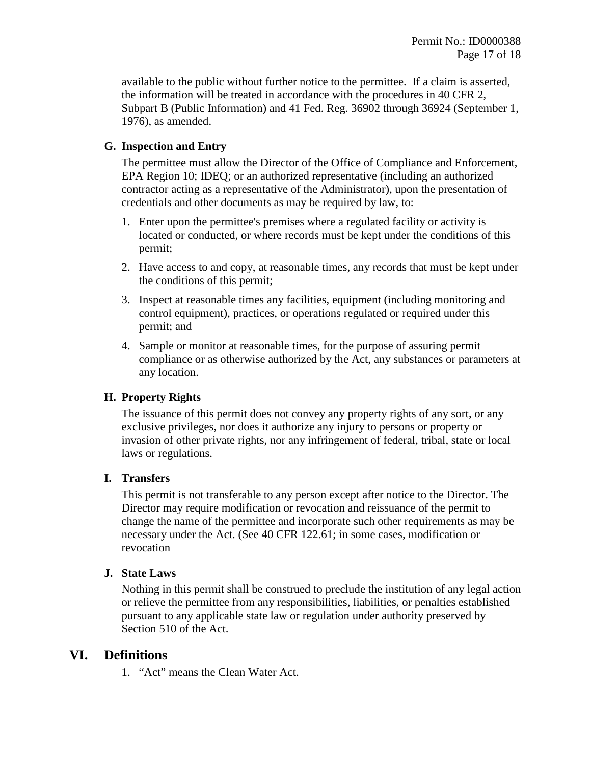available to the public without further notice to the permittee. If a claim is asserted, the information will be treated in accordance with the procedures in 40 CFR 2, Subpart B (Public Information) and 41 Fed. Reg. 36902 through 36924 (September 1, 1976), as amended.

### G. Inspection and Entry

The permittee must allow the Director of the Office of Compliance and Enforcement, EPA Region 10; IDEQ; or an authorized representative (including an authorized contractor acting as a representative of the Administrator), upon the presentation of credentials and other documents as may be required by law, to:

1. Enter upon the permittee's premises where a regulated facility or activity is located or conducted, or where records must be kept under the conditions of this permit;
2. Have access to and copy, at reasonable times, any records that must be kept under the conditions of this permit;
3. Inspect at reasonable times any facilities, equipment (including monitoring and control equipment), practices, or operations regulated or required under this permit; and
4. Sample or monitor at reasonable times, for the purpose of assuring permit compliance or as otherwise authorized by the Act, any substances or parameters at any location.

### H. Property Rights

The issuance of this permit does not convey any property rights of any sort, or any exclusive privileges, nor does it authorize any injury to persons or property or invasion of other private rights, nor any infringement of federal, tribal, state or local laws or regulations.

### I. Transfers

This permit is not transferable to any person except after notice to the Director. The Director may require modification or revocation and reissuance of the permit to change the name of the permittee and incorporate such other requirements as may be necessary under the Act. (See 40 CFR 122.61; in some cases, modification or revocation

### J. State Laws

Nothing in this permit shall be construed to preclude the institution of any legal action or relieve the permittee from any responsibilities, liabilities, or penalties established pursuant to any applicable state law or regulation under authority preserved by Section 510 of the Act.

## VI. Definitions

1. "Act" means the Clean Water Act.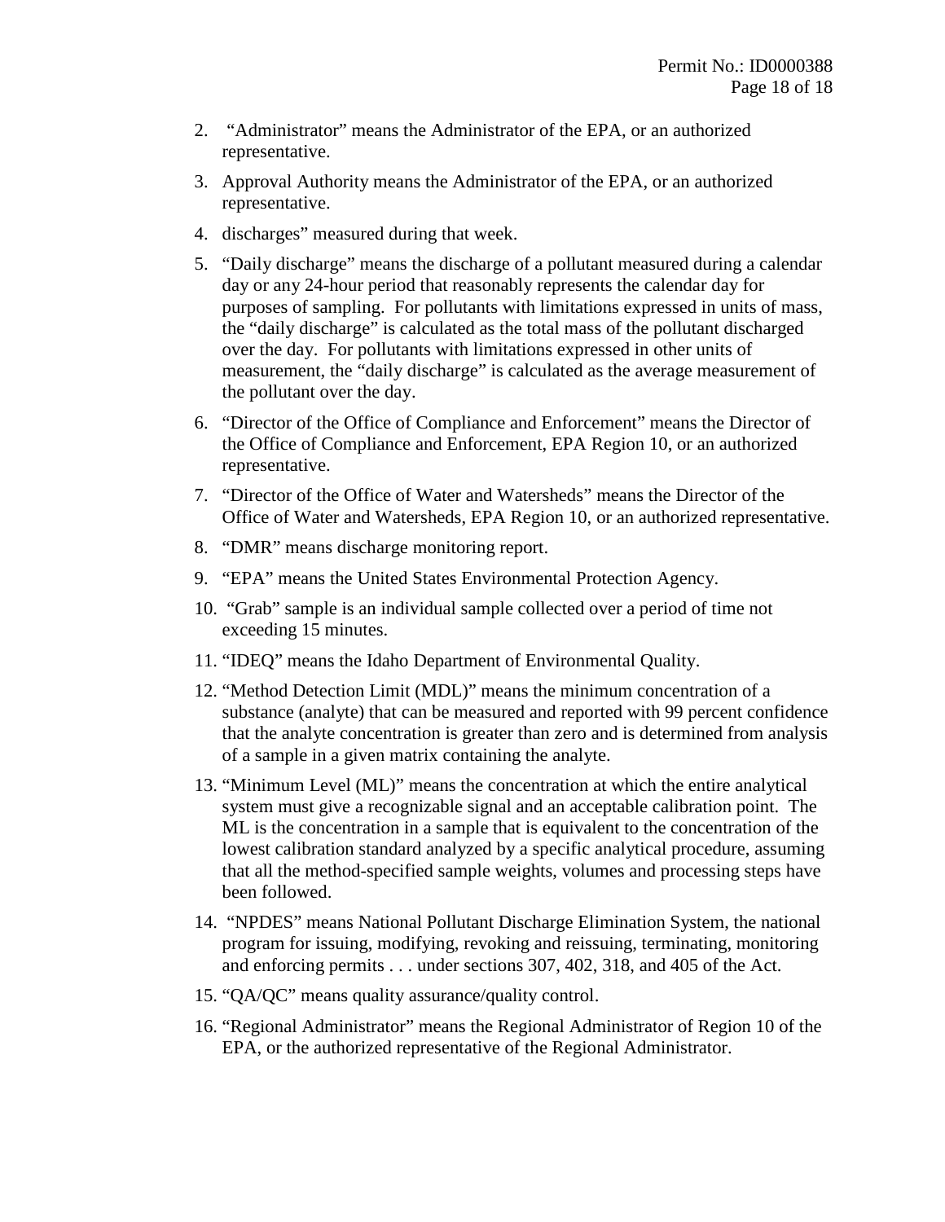2. "Administrator" means the Administrator of the EPA, or an authorized representative.

3. Approval Authority means the Administrator of the EPA, or an authorized representative.

4. discharges" measured during that week.

5. "Daily discharge" means the discharge of a pollutant measured during a calendar day or any 24-hour period that reasonably represents the calendar day for purposes of sampling. For pollutants with limitations expressed in units of mass, the "daily discharge" is calculated as the total mass of the pollutant discharged over the day. For pollutants with limitations expressed in other units of measurement, the "daily discharge" is calculated as the average measurement of the pollutant over the day.

6. "Director of the Office of Compliance and Enforcement" means the Director of the Office of Compliance and Enforcement, EPA Region 10, or an authorized representative.

7. "Director of the Office of Water and Watersheds" means the Director of the Office of Water and Watersheds, EPA Region 10, or an authorized representative.

8. "DMR" means discharge monitoring report.

9. "EPA" means the United States Environmental Protection Agency.

10. "Grab" sample is an individual sample collected over a period of time not exceeding 15 minutes.

11. "IDEQ" means the Idaho Department of Environmental Quality.

12. "Method Detection Limit (MDL)" means the minimum concentration of a substance (analyte) that can be measured and reported with 99 percent confidence that the analyte concentration is greater than zero and is determined from analysis of a sample in a given matrix containing the analyte.

13. "Minimum Level (ML)" means the concentration at which the entire analytical system must give a recognizable signal and an acceptable calibration point. The ML is the concentration in a sample that is equivalent to the concentration of the lowest calibration standard analyzed by a specific analytical procedure, assuming that all the method-specified sample weights, volumes and processing steps have been followed.

14. "NPDES" means National Pollutant Discharge Elimination System, the national program for issuing, modifying, revoking and reissuing, terminating, monitoring and enforcing permits . . . under sections 307, 402, 318, and 405 of the Act.

15. "QA/QC" means quality assurance/quality control.

16. "Regional Administrator" means the Regional Administrator of Region 10 of the EPA, or the authorized representative of the Regional Administrator.